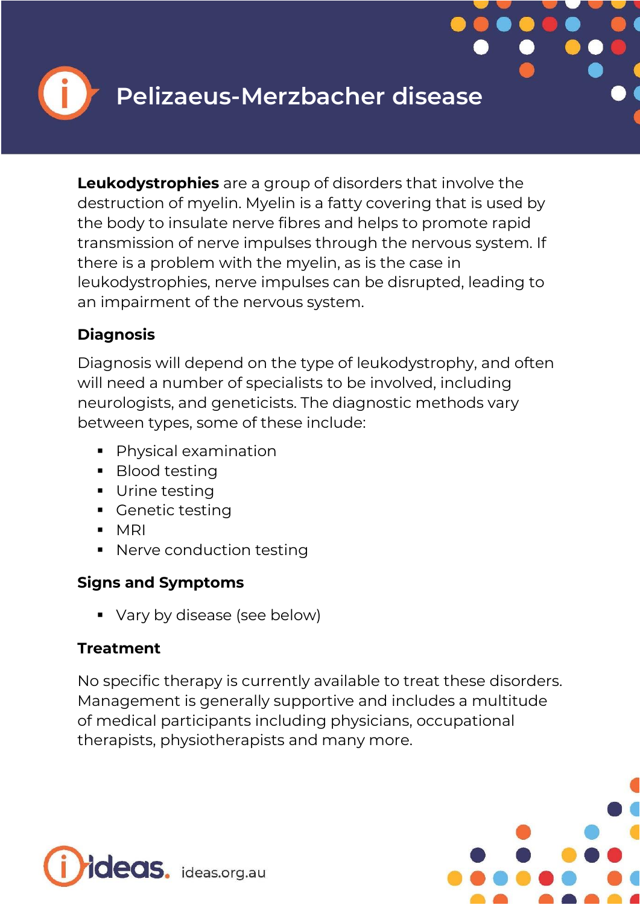# Pelizaeus-Merzbacher disease

**Leukodystrophies** are a group of disorders that involve the destruction of myelin. Myelin is a fatty covering that is used by the body to insulate nerve fibres and helps to promote rapid transmission of nerve impulses through the nervous system. If there is a problem with the myelin, as is the case in leukodystrophies, nerve impulses can be disrupted, leading to an impairment of the nervous system.

## Diagnosis

Diagnosis will depend on the type of leukodystrophy, and often will need a number of specialists to be involved, including neurologists, and geneticists. The diagnostic methods vary between types, some of these include:

- Physical examination
- Blood testing
- Urine testing
- Genetic testing
- MRI
- Nerve conduction testing

## Signs and Symptoms

- Vary by disease (see below)

## Treatment

No specific therapy is currently available to treat these disorders. Management is generally supportive and includes a multitude of medical participants including physicians, occupational therapists, physiotherapists and many more.

ideas. ideas.org.au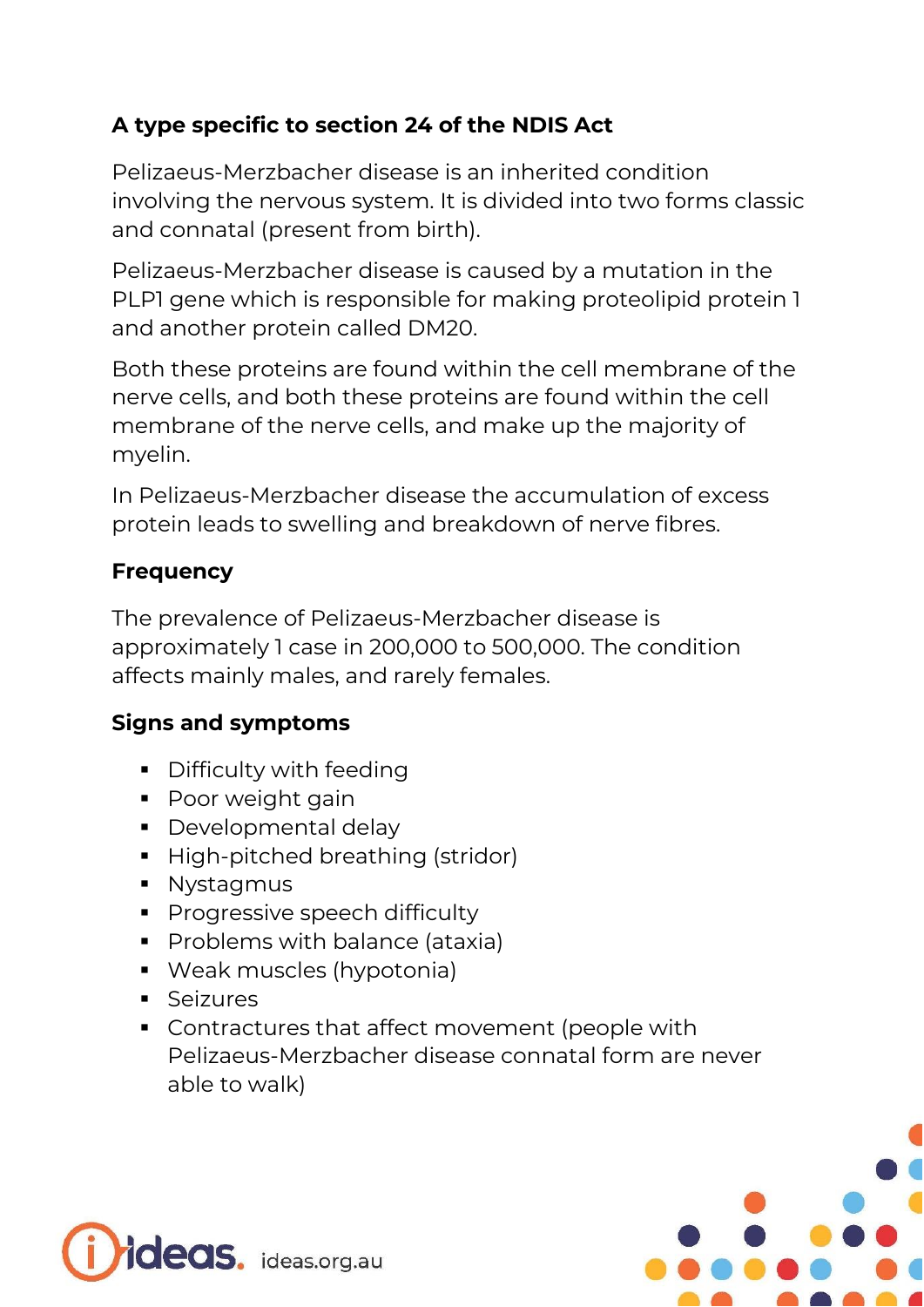**A type specific to section 24 of the NDIS Act**

Pelizaeus-Merzbacher disease is an inherited condition involving the nervous system. It is divided into two forms classic and connatal (present from birth).

Pelizaeus-Merzbacher disease is caused by a mutation in the PLP1 gene which is responsible for making proteolipid protein 1 and another protein called DM20.

Both these proteins are found within the cell membrane of the nerve cells, and both these proteins are found within the cell membrane of the nerve cells, and make up the majority of myelin.

In Pelizaeus-Merzbacher disease the accumulation of excess protein leads to swelling and breakdown of nerve fibres.

**Frequency**

The prevalence of Pelizaeus-Merzbacher disease is approximately 1 case in 200,000 to 500,000. The condition affects mainly males, and rarely females.

**Signs and symptoms**

- Difficulty with feeding
- Poor weight gain
- Developmental delay
- High-pitched breathing (stridor)
- Nystagmus
- Progressive speech difficulty
- Problems with balance (ataxia)
- Weak muscles (hypotonia)
- Seizures
- Contractures that affect movement (people with Pelizaeus-Merzbacher disease connatal form are never able to walk)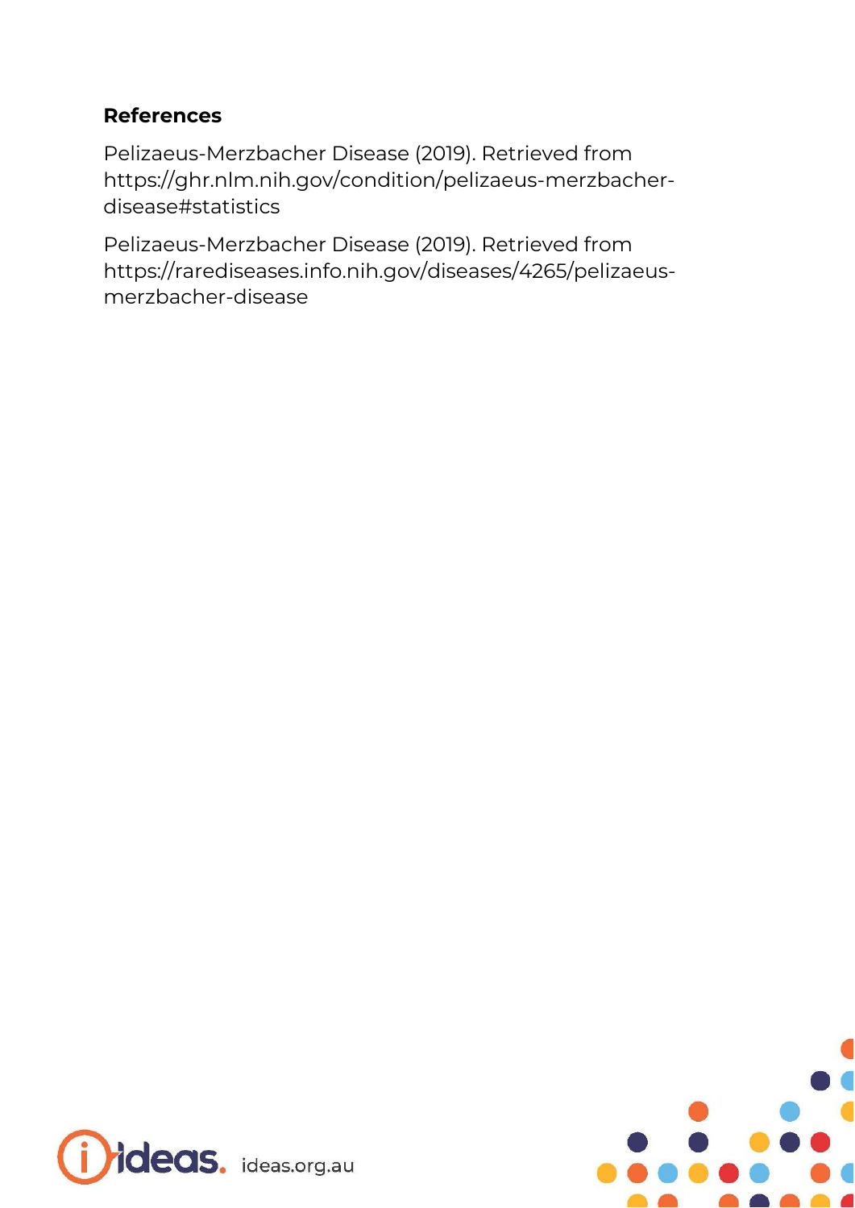**References**

Pelizaeus-Merzbacher Disease (2019). Retrieved from https://ghr.nlm.nih.gov/condition/pelizaeus-merzbacher-disease#statistics

Pelizaeus-Merzbacher Disease (2019). Retrieved from https://rarediseases.info.nih.gov/diseases/4265/pelizaeus-merzbacher-disease